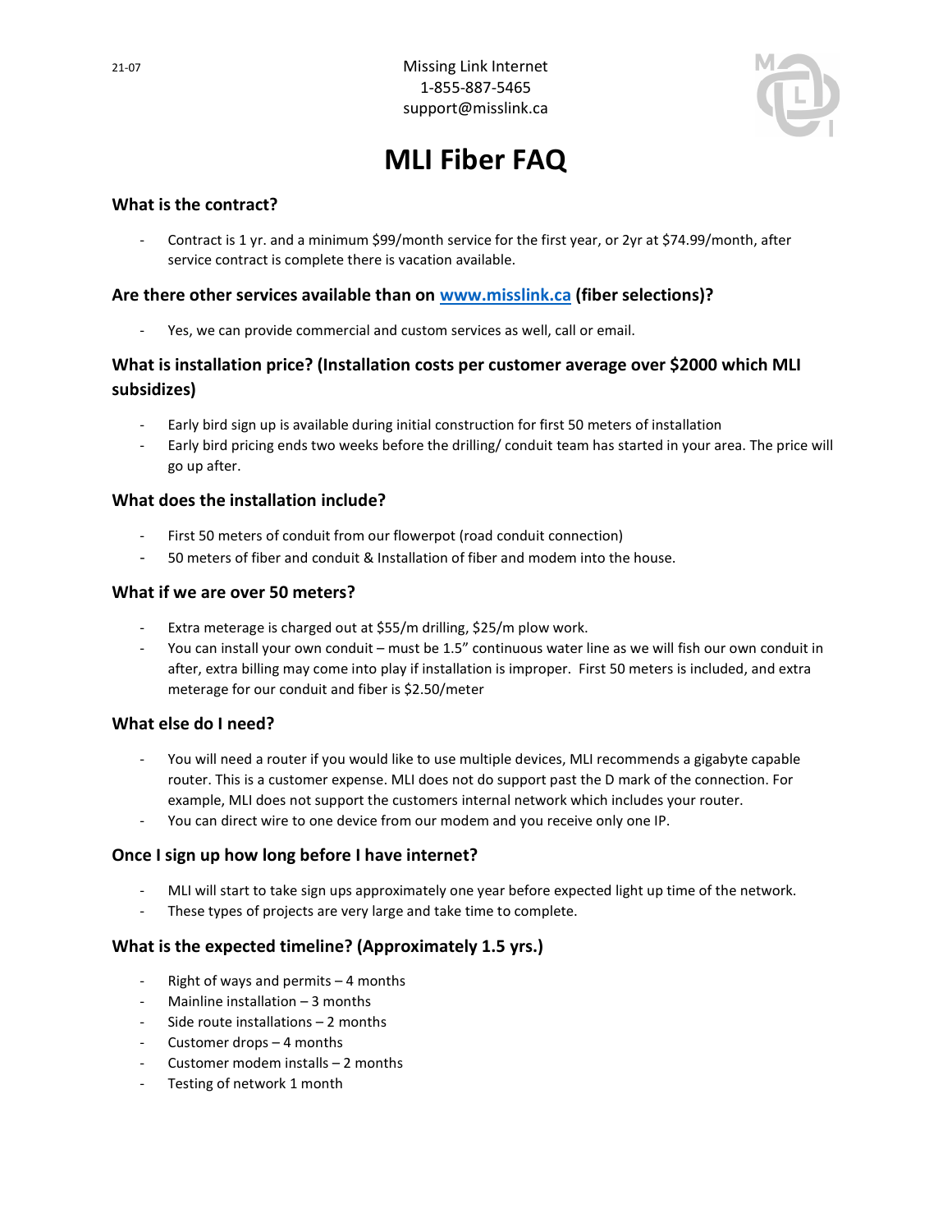21-07

Missing Link Internet
1-855-887-5465
support@misslink.ca

# MLI Fiber FAQ

### What is the contract?

- Contract is 1 yr. and a minimum $99/month service for the first year, or 2yr at $74.99/month, after service contract is complete there is vacation available.

### Are there other services available than on [www.misslink.ca](http://www.misslink.ca) (fiber selections)?

- Yes, we can provide commercial and custom services as well, call or email.

### What is installation price? (Installation costs per customer average over $2000 which MLI subsidizes)

- Early bird sign up is available during initial construction for first 50 meters of installation
- Early bird pricing ends two weeks before the drilling/ conduit team has started in your area. The price will go up after.

### What does the installation include?

- First 50 meters of conduit from our flowerpot (road conduit connection)
- 50 meters of fiber and conduit & Installation of fiber and modem into the house.

### What if we are over 50 meters?

- Extra meterage is charged out at $55/m drilling, $25/m plow work.
- You can install your own conduit – must be 1.5" continuous water line as we will fish our own conduit in after, extra billing may come into play if installation is improper. First 50 meters is included, and extra meterage for our conduit and fiber is $2.50/meter

### What else do I need?

- You will need a router if you would like to use multiple devices, MLI recommends a gigabyte capable router. This is a customer expense. MLI does not do support past the D mark of the connection. For example, MLI does not support the customers internal network which includes your router.
- You can direct wire to one device from our modem and you receive only one IP.

### Once I sign up how long before I have internet?

- MLI will start to take sign ups approximately one year before expected light up time of the network.
- These types of projects are very large and take time to complete.

### What is the expected timeline? (Approximately 1.5 yrs.)

- Right of ways and permits – 4 months
- Mainline installation – 3 months
- Side route installations – 2 months
- Customer drops – 4 months
- Customer modem installs – 2 months
- Testing of network 1 month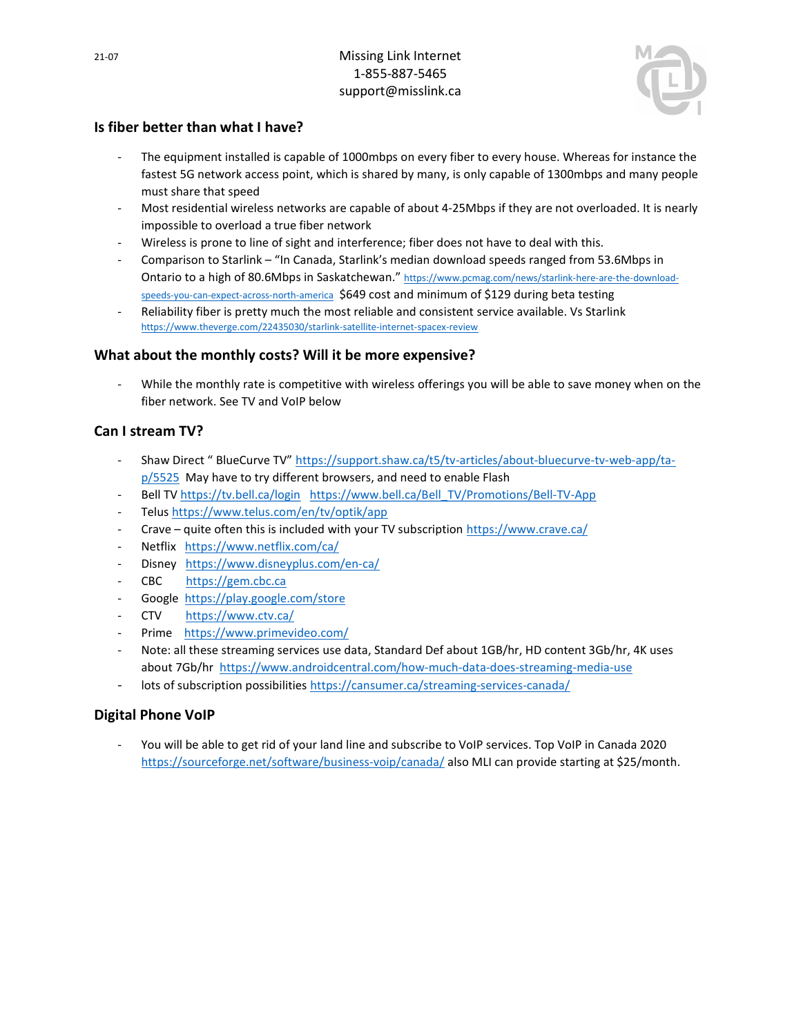21-07

Missing Link Internet
1-855-887-5465
support@misslink.ca

### Is fiber better than what I have?

- The equipment installed is capable of 1000mbps on every fiber to every house. Whereas for instance the fastest 5G network access point, which is shared by many, is only capable of 1300mbps and many people must share that speed
- Most residential wireless networks are capable of about 4-25Mbps if they are not overloaded. It is nearly impossible to overload a true fiber network
- Wireless is prone to line of sight and interference; fiber does not have to deal with this.
- Comparison to Starlink – "In Canada, Starlink's median download speeds ranged from 53.6Mbps in Ontario to a high of 80.6Mbps in Saskatchewan." https://www.pcmag.com/news/starlink-here-are-the-download-speeds-you-can-expect-across-north-america $649 cost and minimum of $129 during beta testing
- Reliability fiber is pretty much the most reliable and consistent service available. Vs Starlink https://www.theverge.com/22435030/starlink-satellite-internet-spacex-review

### What about the monthly costs? Will it be more expensive?

- While the monthly rate is competitive with wireless offerings you will be able to save money when on the fiber network. See TV and VoIP below

### Can I stream TV?

- Shaw Direct " BlueCurve TV" https://support.shaw.ca/t5/tv-articles/about-bluecurve-tv-web-app/ta-p/5525 May have to try different browsers, and need to enable Flash
- Bell TV https://tv.bell.ca/login https://www.bell.ca/Bell_TV/Promotions/Bell-TV-App
- Telus https://www.telus.com/en/tv/optik/app
- Crave – quite often this is included with your TV subscription https://www.crave.ca/
- Netflix https://www.netflix.com/ca/
- Disney https://www.disneyplus.com/en-ca/
- CBC https://gem.cbc.ca
- Google https://play.google.com/store
- CTV https://www.ctv.ca/
- Prime https://www.primevideo.com/
- Note: all these streaming services use data, Standard Def about 1GB/hr, HD content 3Gb/hr, 4K uses about 7Gb/hr https://www.androidcentral.com/how-much-data-does-streaming-media-use
- lots of subscription possibilities https://cansumer.ca/streaming-services-canada/

### Digital Phone VoIP

- You will be able to get rid of your land line and subscribe to VoIP services. Top VoIP in Canada 2020 https://sourceforge.net/software/business-voip/canada/ also MLI can provide starting at $25/month.